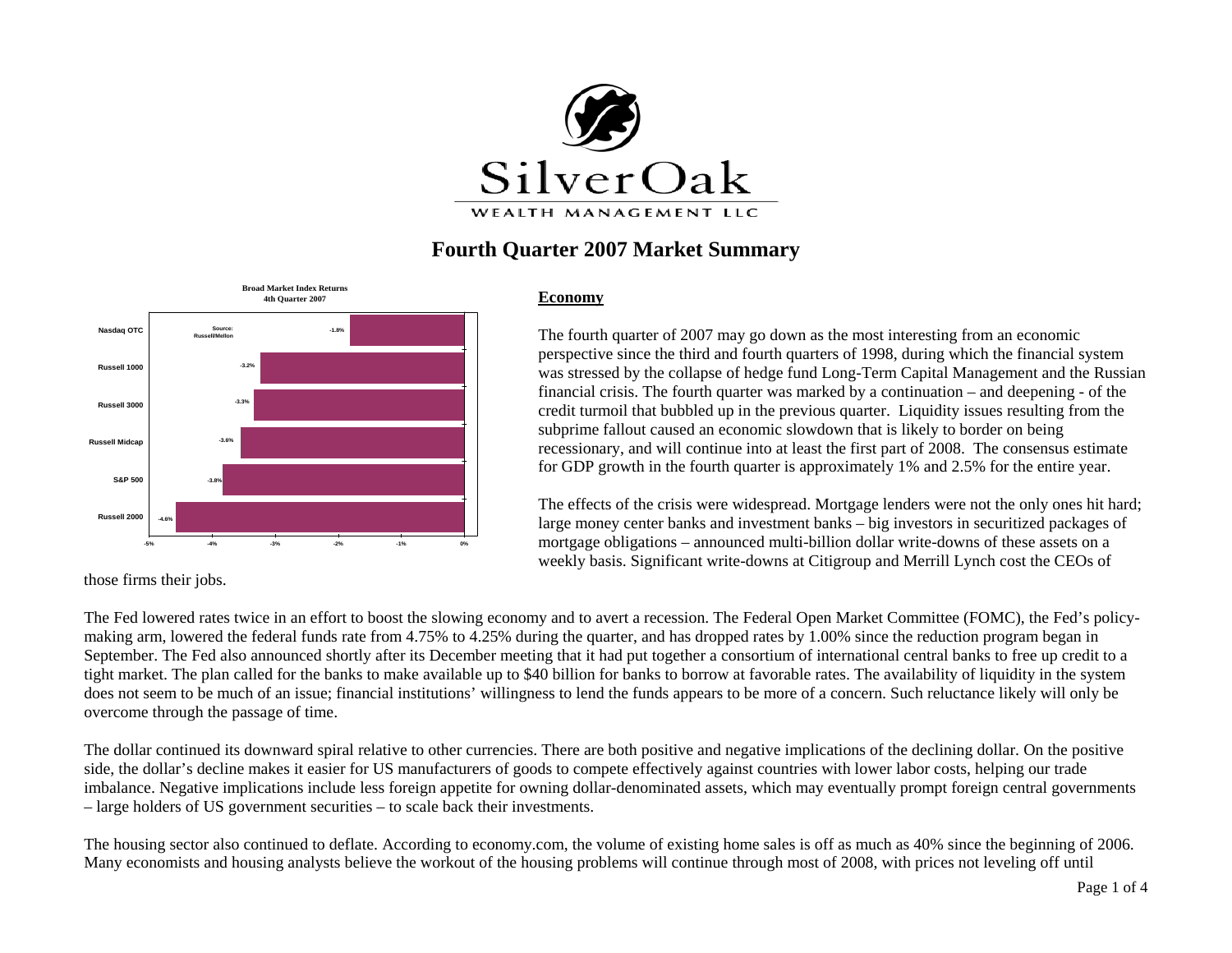SilverOak

WEALTH MANAGEMENT LLC

# Fourth Quarter 2007 Market Summary

**Broad Market Index Returns**
**4th Quarter 2007**

Source: Russell/Mellon

| Index | Return |
|---|---|
| Nasdaq OTC | -1.8% |
| Russell 1000 | -3.2% |
| Russell 3000 | -3.3% |
| Russell Midcap | -3.6% |
| S&P 500 | -3.8% |
| Russell 2000 | -4.6% |

## Economy

The fourth quarter of 2007 may go down as the most interesting from an economic perspective since the third and fourth quarters of 1998, during which the financial system was stressed by the collapse of hedge fund Long-Term Capital Management and the Russian financial crisis. The fourth quarter was marked by a continuation – and deepening - of the credit turmoil that bubbled up in the previous quarter. Liquidity issues resulting from the subprime fallout caused an economic slowdown that is likely to border on being recessionary, and will continue into at least the first part of 2008. The consensus estimate for GDP growth in the fourth quarter is approximately 1% and 2.5% for the entire year.

The effects of the crisis were widespread. Mortgage lenders were not the only ones hit hard; large money center banks and investment banks – big investors in securitized packages of mortgage obligations – announced multi-billion dollar write-downs of these assets on a weekly basis. Significant write-downs at Citigroup and Merrill Lynch cost the CEOs of those firms their jobs.

The Fed lowered rates twice in an effort to boost the slowing economy and to avert a recession. The Federal Open Market Committee (FOMC), the Fed's policy-making arm, lowered the federal funds rate from 4.75% to 4.25% during the quarter, and has dropped rates by 1.00% since the reduction program began in September. The Fed also announced shortly after its December meeting that it had put together a consortium of international central banks to free up credit to a tight market. The plan called for the banks to make available up to $40 billion for banks to borrow at favorable rates. The availability of liquidity in the system does not seem to be much of an issue; financial institutions' willingness to lend the funds appears to be more of a concern. Such reluctance likely will only be overcome through the passage of time.

The dollar continued its downward spiral relative to other currencies. There are both positive and negative implications of the declining dollar. On the positive side, the dollar's decline makes it easier for US manufacturers of goods to compete effectively against countries with lower labor costs, helping our trade imbalance. Negative implications include less foreign appetite for owning dollar-denominated assets, which may eventually prompt foreign central governments – large holders of US government securities – to scale back their investments.

The housing sector also continued to deflate. According to economy.com, the volume of existing home sales is off as much as 40% since the beginning of 2006. Many economists and housing analysts believe the workout of the housing problems will continue through most of 2008, with prices not leveling off until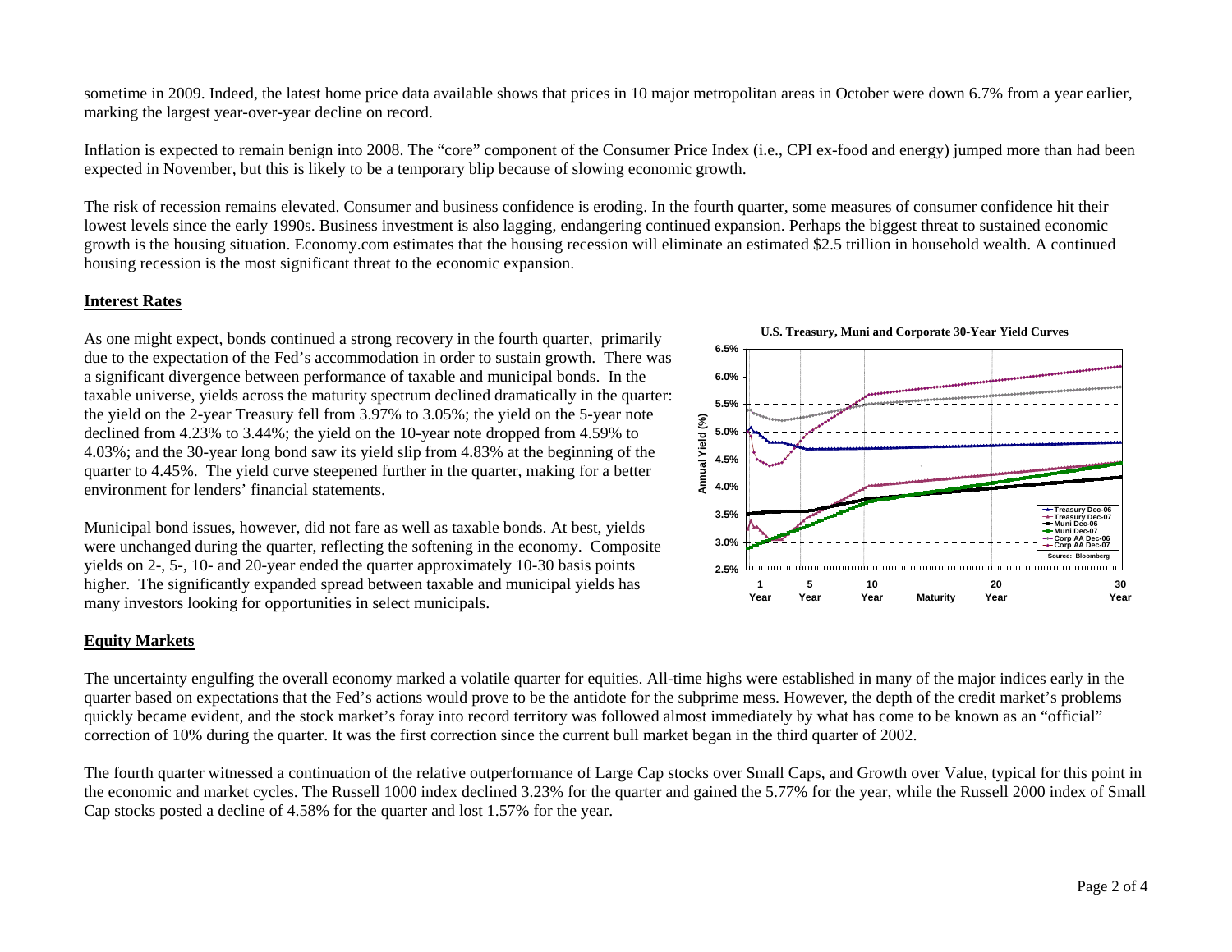sometime in 2009. Indeed, the latest home price data available shows that prices in 10 major metropolitan areas in October were down 6.7% from a year earlier, marking the largest year-over-year decline on record.

Inflation is expected to remain benign into 2008. The "core" component of the Consumer Price Index (i.e., CPI ex-food and energy) jumped more than had been expected in November, but this is likely to be a temporary blip because of slowing economic growth.

The risk of recession remains elevated. Consumer and business confidence is eroding. In the fourth quarter, some measures of consumer confidence hit their lowest levels since the early 1990s. Business investment is also lagging, endangering continued expansion. Perhaps the biggest threat to sustained economic growth is the housing situation. Economy.com estimates that the housing recession will eliminate an estimated $2.5 trillion in household wealth. A continued housing recession is the most significant threat to the economic expansion.

## Interest Rates

As one might expect, bonds continued a strong recovery in the fourth quarter, primarily due to the expectation of the Fed's accommodation in order to sustain growth. There was a significant divergence between performance of taxable and municipal bonds. In the taxable universe, yields across the maturity spectrum declined dramatically in the quarter: the yield on the 2-year Treasury fell from 3.97% to 3.05%; the yield on the 5-year note declined from 4.23% to 3.44%; the yield on the 10-year note dropped from 4.59% to 4.03%; and the 30-year long bond saw its yield slip from 4.83% at the beginning of the quarter to 4.45%. The yield curve steepened further in the quarter, making for a better environment for lenders' financial statements.

Municipal bond issues, however, did not fare as well as taxable bonds. At best, yields were unchanged during the quarter, reflecting the softening in the economy. Composite yields on 2-, 5-, 10- and 20-year ended the quarter approximately 10-30 basis points higher. The significantly expanded spread between taxable and municipal yields has many investors looking for opportunities in select municipals.

**U.S. Treasury, Muni and Corporate 30-Year Yield Curves**

Legend: Treasury Dec-06, Treasury Dec-07, Muni Dec-06, Muni Dec-07, Corp AA Dec-06, Corp AA Dec-07

Y-axis: Annual Yield (%) — 2.5% to 6.5%. X-axis: Maturity — 1 Year, 5 Year, 10 Year, 20 Year, 30 Year

Source: Bloomberg

## Equity Markets

The uncertainty engulfing the overall economy marked a volatile quarter for equities. All-time highs were established in many of the major indices early in the quarter based on expectations that the Fed's actions would prove to be the antidote for the subprime mess. However, the depth of the credit market's problems quickly became evident, and the stock market's foray into record territory was followed almost immediately by what has come to be known as an "official" correction of 10% during the quarter. It was the first correction since the current bull market began in the third quarter of 2002.

The fourth quarter witnessed a continuation of the relative outperformance of Large Cap stocks over Small Caps, and Growth over Value, typical for this point in the economic and market cycles. The Russell 1000 index declined 3.23% for the quarter and gained the 5.77% for the year, while the Russell 2000 index of Small Cap stocks posted a decline of 4.58% for the quarter and lost 1.57% for the year.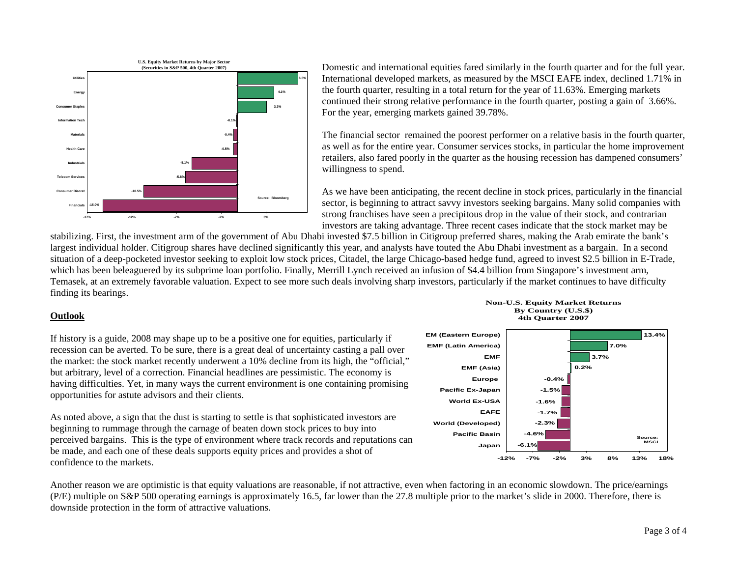**U.S. Equity Market Returns by Major Sector (Securities in S&P 500, 4th Quarter 2007)**

| Sector | Return |
| --- | --- |
| Utilities | 6.8% |
| Energy | 4.1% |
| Consumer Staples | 3.3% |
| Information Tech | -0.1% |
| Materials | -0.4% |
| Health Care | -0.5% |
| Industrials | -5.1% |
| Telecom Services | -5.8% |
| Consumer Discret | -10.5% |
| Financials | -15.0% |

Source: Bloomberg

Domestic and international equities fared similarly in the fourth quarter and for the full year. International developed markets, as measured by the MSCI EAFE index, declined 1.71% in the fourth quarter, resulting in a total return for the year of 11.63%. Emerging markets continued their strong relative performance in the fourth quarter, posting a gain of 3.66%. For the year, emerging markets gained 39.78%.

The financial sector remained the poorest performer on a relative basis in the fourth quarter, as well as for the entire year. Consumer services stocks, in particular the home improvement retailers, also fared poorly in the quarter as the housing recession has dampened consumers' willingness to spend.

As we have been anticipating, the recent decline in stock prices, particularly in the financial sector, is beginning to attract savvy investors seeking bargains. Many solid companies with strong franchises have seen a precipitous drop in the value of their stock, and contrarian investors are taking advantage. Three recent cases indicate that the stock market may be stabilizing. First, the investment arm of the government of Abu Dhabi invested $7.5 billion in Citigroup preferred shares, making the Arab emirate the bank's largest individual holder. Citigroup shares have declined significantly this year, and analysts have touted the Abu Dhabi investment as a bargain. In a second situation of a deep-pocketed investor seeking to exploit low stock prices, Citadel, the large Chicago-based hedge fund, agreed to invest $2.5 billion in E-Trade, which has been beleaguered by its subprime loan portfolio. Finally, Merrill Lynch received an infusion of $4.4 billion from Singapore's investment arm, Temasek, at an extremely favorable valuation. Expect to see more such deals involving sharp investors, particularly if the market continues to have difficulty finding its bearings.

## Outlook

If history is a guide, 2008 may shape up to be a positive one for equities, particularly if recession can be averted. To be sure, there is a great deal of uncertainty casting a pall over the market: the stock market recently underwent a 10% decline from its high, the "official," but arbitrary, level of a correction. Financial headlines are pessimistic. The economy is having difficulties. Yet, in many ways the current environment is one containing promising opportunities for astute advisors and their clients.

As noted above, a sign that the dust is starting to settle is that sophisticated investors are beginning to rummage through the carnage of beaten down stock prices to buy into perceived bargains. This is the type of environment where track records and reputations can be made, and each one of these deals supports equity prices and provides a shot of confidence to the markets.

**Non-U.S. Equity Market Returns By Country (U.S.$) 4th Quarter 2007**

| Market | Return |
| --- | --- |
| EM (Eastern Europe) | 13.4% |
| EMF (Latin America) | 7.0% |
| EMF | 3.7% |
| EMF (Asia) | 0.2% |
| Europe | -0.4% |
| Pacific Ex-Japan | -1.5% |
| World Ex-USA | -1.6% |
| EAFE | -1.7% |
| World (Developed) | -2.3% |
| Pacific Basin | -4.6% |
| Japan | -6.1% |

Source: MSCI

Another reason we are optimistic is that equity valuations are reasonable, if not attractive, even when factoring in an economic slowdown. The price/earnings (P/E) multiple on S&P 500 operating earnings is approximately 16.5, far lower than the 27.8 multiple prior to the market's slide in 2000. Therefore, there is downside protection in the form of attractive valuations.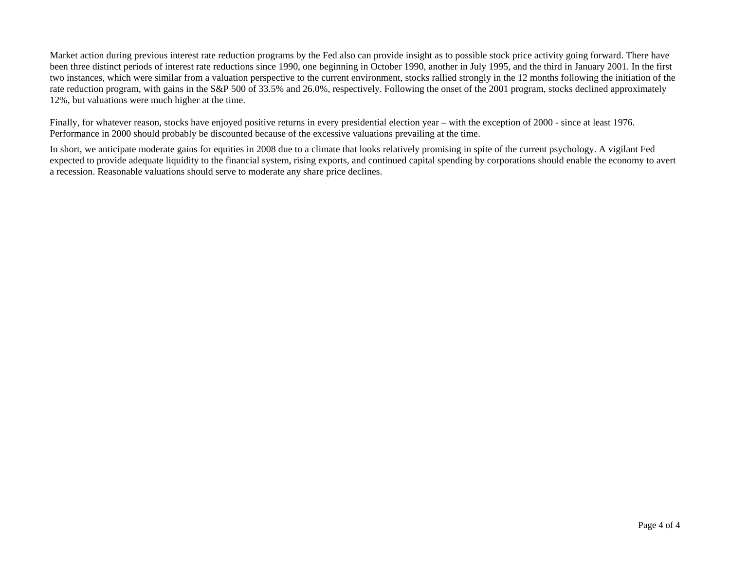Market action during previous interest rate reduction programs by the Fed also can provide insight as to possible stock price activity going forward. There have been three distinct periods of interest rate reductions since 1990, one beginning in October 1990, another in July 1995, and the third in January 2001. In the first two instances, which were similar from a valuation perspective to the current environment, stocks rallied strongly in the 12 months following the initiation of the rate reduction program, with gains in the S&P 500 of 33.5% and 26.0%, respectively. Following the onset of the 2001 program, stocks declined approximately 12%, but valuations were much higher at the time.

Finally, for whatever reason, stocks have enjoyed positive returns in every presidential election year – with the exception of 2000 - since at least 1976. Performance in 2000 should probably be discounted because of the excessive valuations prevailing at the time.

In short, we anticipate moderate gains for equities in 2008 due to a climate that looks relatively promising in spite of the current psychology. A vigilant Fed expected to provide adequate liquidity to the financial system, rising exports, and continued capital spending by corporations should enable the economy to avert a recession. Reasonable valuations should serve to moderate any share price declines.